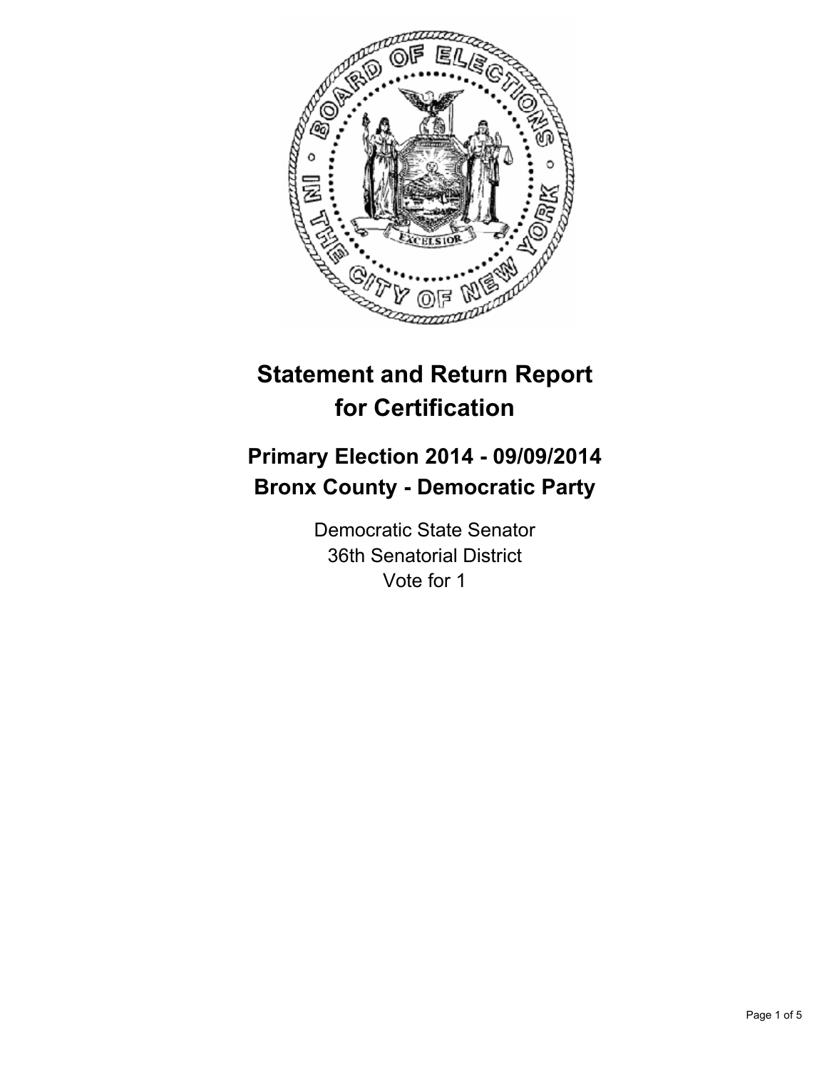# Statement and Return Report for Certification

## Primary Election 2014 - 09/09/2014
## Bronx County - Democratic Party

Democratic State Senator
36th Senatorial District
Vote for 1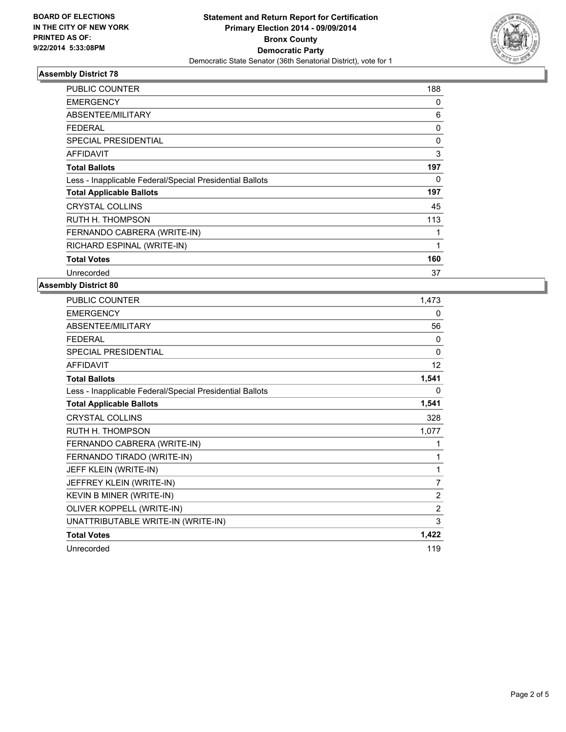BOARD OF ELECTIONS
IN THE CITY OF NEW YORK
PRINTED AS OF:
9/22/2014 5:33:08PM

**Statement and Return Report for Certification**
**Primary Election 2014 - 09/09/2014**
**Bronx County**
**Democratic Party**
Democratic State Senator (36th Senatorial District), vote for 1

### Assembly District 78

| | |
|---|---|
| PUBLIC COUNTER | 188 |
| EMERGENCY | 0 |
| ABSENTEE/MILITARY | 6 |
| FEDERAL | 0 |
| SPECIAL PRESIDENTIAL | 0 |
| AFFIDAVIT | 3 |
| **Total Ballots** | **197** |
| Less - Inapplicable Federal/Special Presidential Ballots | 0 |
| **Total Applicable Ballots** | **197** |
| CRYSTAL COLLINS | 45 |
| RUTH H. THOMPSON | 113 |
| FERNANDO CABRERA (WRITE-IN) | 1 |
| RICHARD ESPINAL (WRITE-IN) | 1 |
| **Total Votes** | **160** |
| Unrecorded | 37 |

### Assembly District 80

| | |
|---|---|
| PUBLIC COUNTER | 1,473 |
| EMERGENCY | 0 |
| ABSENTEE/MILITARY | 56 |
| FEDERAL | 0 |
| SPECIAL PRESIDENTIAL | 0 |
| AFFIDAVIT | 12 |
| **Total Ballots** | **1,541** |
| Less - Inapplicable Federal/Special Presidential Ballots | 0 |
| **Total Applicable Ballots** | **1,541** |
| CRYSTAL COLLINS | 328 |
| RUTH H. THOMPSON | 1,077 |
| FERNANDO CABRERA (WRITE-IN) | 1 |
| FERNANDO TIRADO (WRITE-IN) | 1 |
| JEFF KLEIN (WRITE-IN) | 1 |
| JEFFREY KLEIN (WRITE-IN) | 7 |
| KEVIN B MINER (WRITE-IN) | 2 |
| OLIVER KOPPELL (WRITE-IN) | 2 |
| UNATTRIBUTABLE WRITE-IN (WRITE-IN) | 3 |
| **Total Votes** | **1,422** |
| Unrecorded | 119 |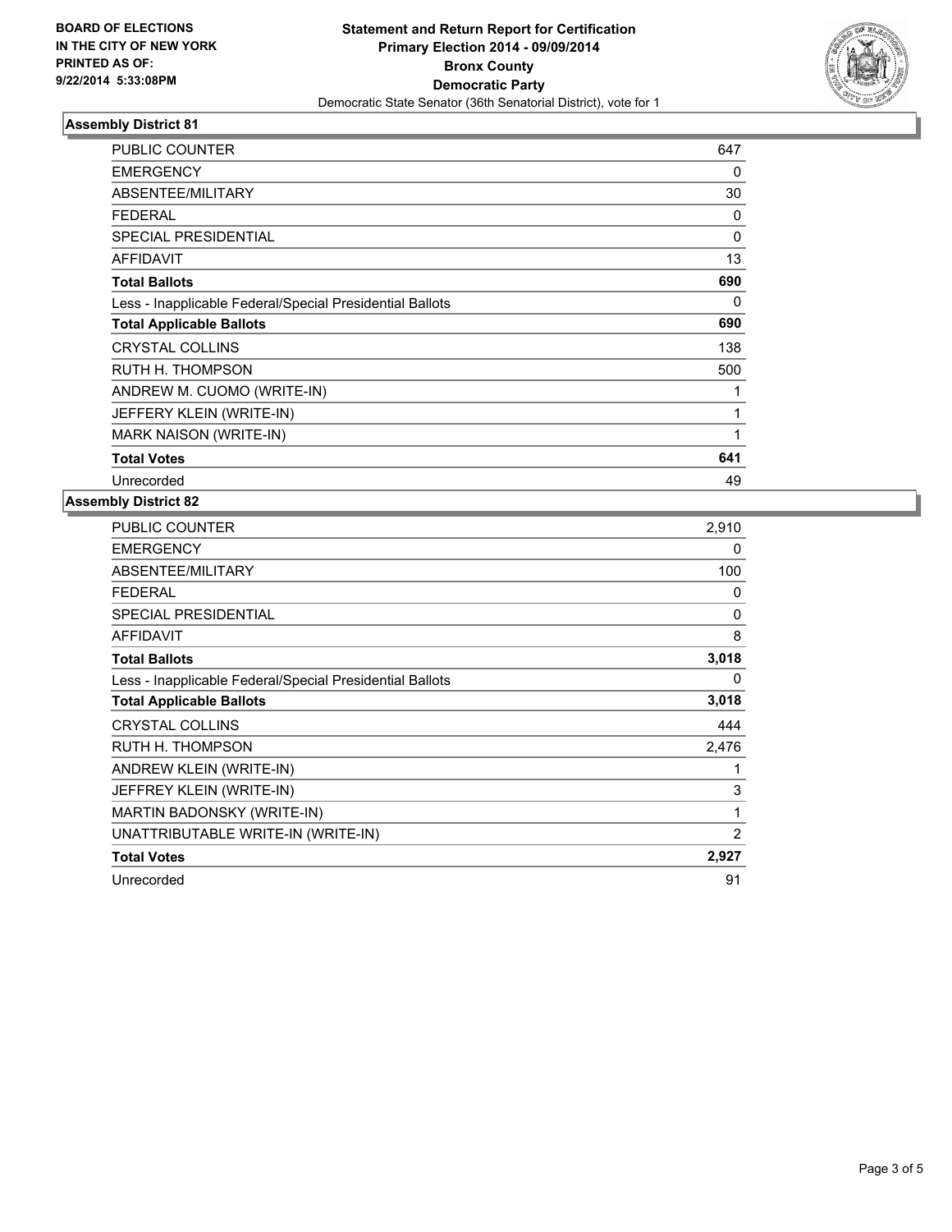**BOARD OF ELECTIONS IN THE CITY OF NEW YORK PRINTED AS OF: 9/22/2014 5:33:08PM**

# Statement and Return Report for Certification
## Primary Election 2014 - 09/09/2014
## Bronx County
## Democratic Party
Democratic State Senator (36th Senatorial District), vote for 1

### Assembly District 81

| | |
|---|---|
| PUBLIC COUNTER | 647 |
| EMERGENCY | 0 |
| ABSENTEE/MILITARY | 30 |
| FEDERAL | 0 |
| SPECIAL PRESIDENTIAL | 0 |
| AFFIDAVIT | 13 |
| **Total Ballots** | **690** |
| Less - Inapplicable Federal/Special Presidential Ballots | 0 |
| **Total Applicable Ballots** | **690** |
| CRYSTAL COLLINS | 138 |
| RUTH H. THOMPSON | 500 |
| ANDREW M. CUOMO (WRITE-IN) | 1 |
| JEFFERY KLEIN (WRITE-IN) | 1 |
| MARK NAISON (WRITE-IN) | 1 |
| **Total Votes** | **641** |
| Unrecorded | 49 |

### Assembly District 82

| | |
|---|---|
| PUBLIC COUNTER | 2,910 |
| EMERGENCY | 0 |
| ABSENTEE/MILITARY | 100 |
| FEDERAL | 0 |
| SPECIAL PRESIDENTIAL | 0 |
| AFFIDAVIT | 8 |
| **Total Ballots** | **3,018** |
| Less - Inapplicable Federal/Special Presidential Ballots | 0 |
| **Total Applicable Ballots** | **3,018** |
| CRYSTAL COLLINS | 444 |
| RUTH H. THOMPSON | 2,476 |
| ANDREW KLEIN (WRITE-IN) | 1 |
| JEFFREY KLEIN (WRITE-IN) | 3 |
| MARTIN BADONSKY (WRITE-IN) | 1 |
| UNATTRIBUTABLE WRITE-IN (WRITE-IN) | 2 |
| **Total Votes** | **2,927** |
| Unrecorded | 91 |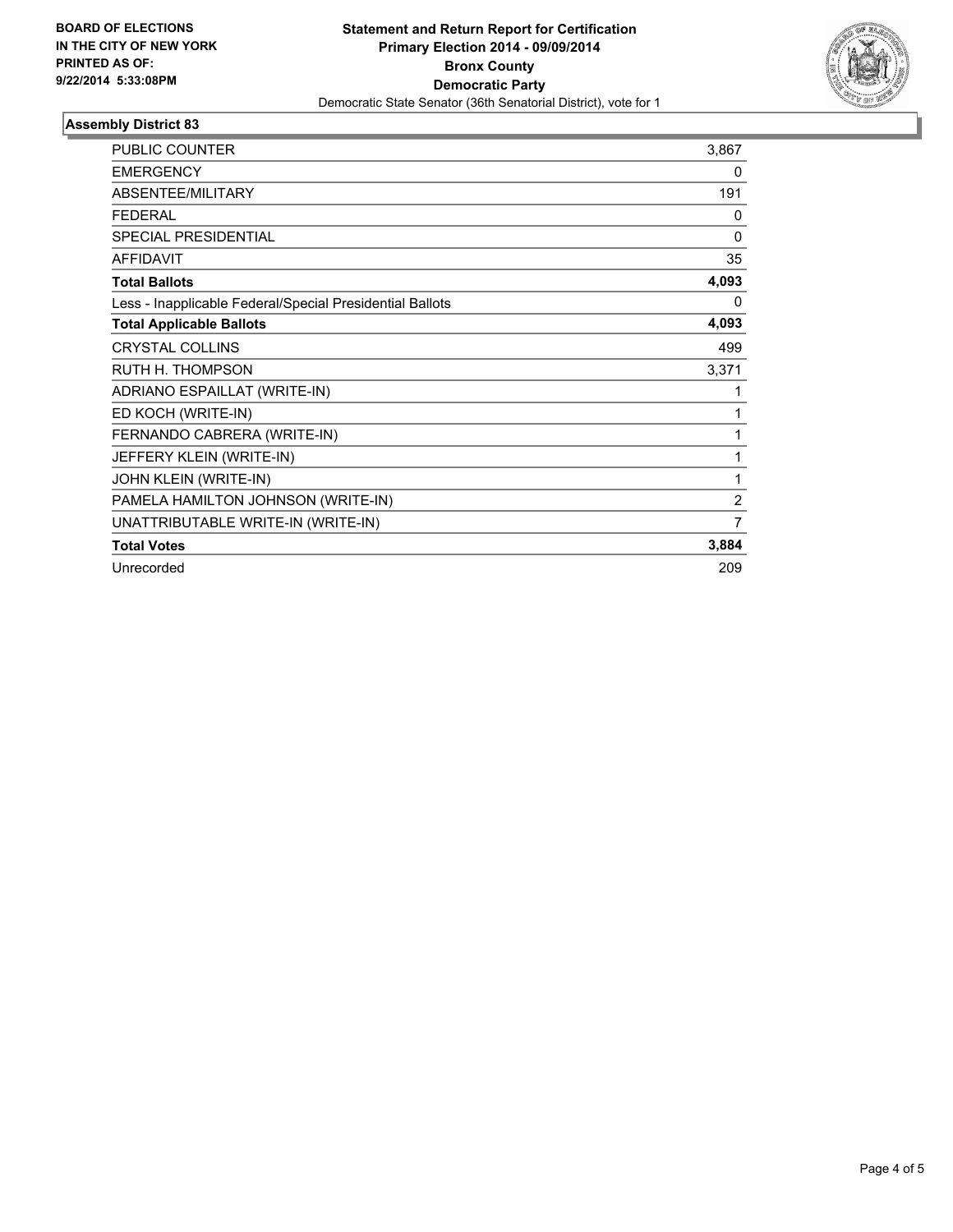BOARD OF ELECTIONS
IN THE CITY OF NEW YORK
PRINTED AS OF:
9/22/2014 5:33:08PM

**Statement and Return Report for Certification**
**Primary Election 2014 - 09/09/2014**
**Bronx County**
**Democratic Party**
Democratic State Senator (36th Senatorial District), vote for 1

## Assembly District 83

| | |
|---|---|
| PUBLIC COUNTER | 3,867 |
| EMERGENCY | 0 |
| ABSENTEE/MILITARY | 191 |
| FEDERAL | 0 |
| SPECIAL PRESIDENTIAL | 0 |
| AFFIDAVIT | 35 |
| **Total Ballots** | **4,093** |
| Less - Inapplicable Federal/Special Presidential Ballots | 0 |
| **Total Applicable Ballots** | **4,093** |
| CRYSTAL COLLINS | 499 |
| RUTH H. THOMPSON | 3,371 |
| ADRIANO ESPAILLAT (WRITE-IN) | 1 |
| ED KOCH (WRITE-IN) | 1 |
| FERNANDO CABRERA (WRITE-IN) | 1 |
| JEFFERY KLEIN (WRITE-IN) | 1 |
| JOHN KLEIN (WRITE-IN) | 1 |
| PAMELA HAMILTON JOHNSON (WRITE-IN) | 2 |
| UNATTRIBUTABLE WRITE-IN (WRITE-IN) | 7 |
| **Total Votes** | **3,884** |
| Unrecorded | 209 |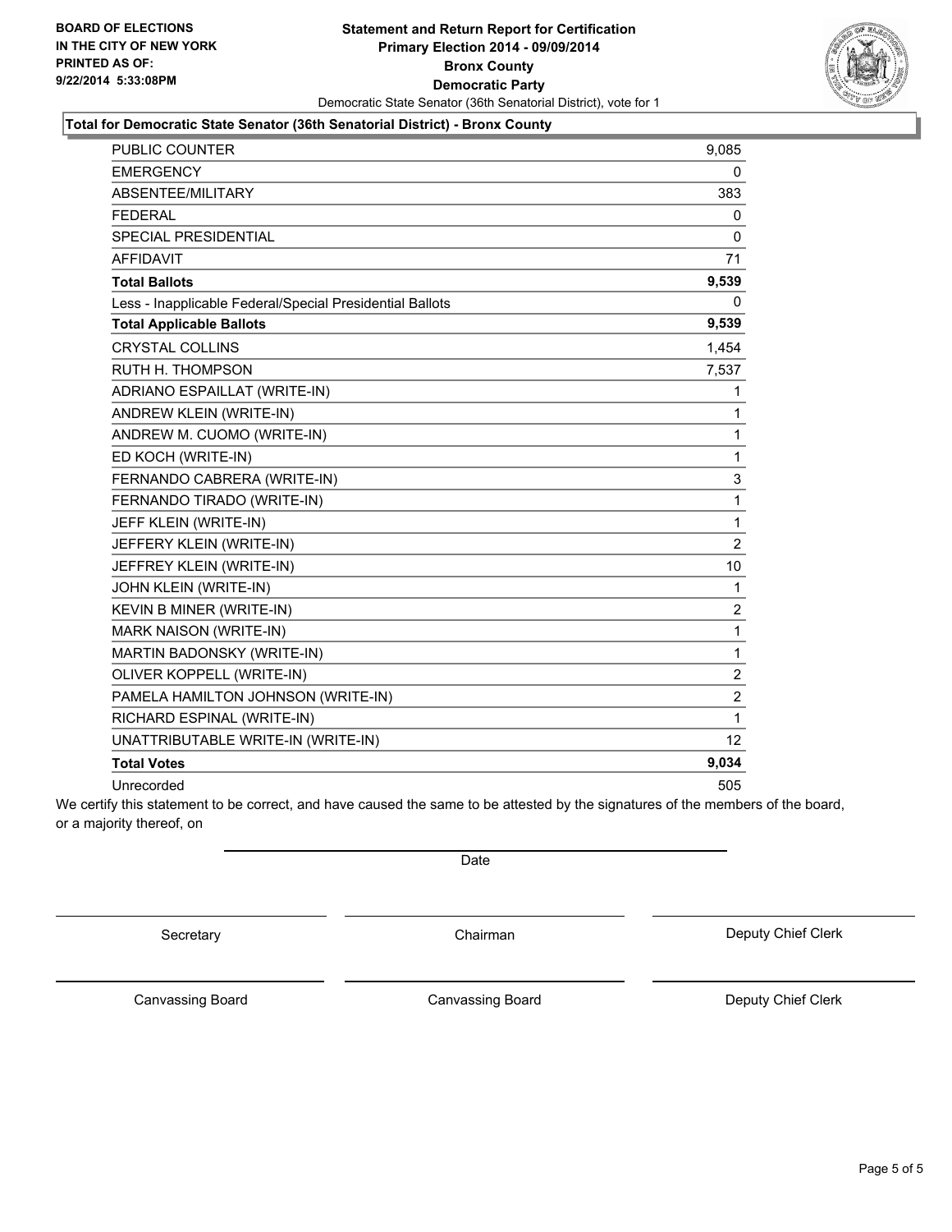**BOARD OF ELECTIONS**
**IN THE CITY OF NEW YORK**
**PRINTED AS OF:**
**9/22/2014 5:33:08PM**

# Statement and Return Report for Certification
## Primary Election 2014 - 09/09/2014
## Bronx County
## Democratic Party

Democratic State Senator (36th Senatorial District), vote for 1

### Total for Democratic State Senator (36th Senatorial District) - Bronx County

| | |
|---|---|
| PUBLIC COUNTER | 9,085 |
| EMERGENCY | 0 |
| ABSENTEE/MILITARY | 383 |
| FEDERAL | 0 |
| SPECIAL PRESIDENTIAL | 0 |
| AFFIDAVIT | 71 |
| **Total Ballots** | **9,539** |
| Less - Inapplicable Federal/Special Presidential Ballots | 0 |
| **Total Applicable Ballots** | **9,539** |
| CRYSTAL COLLINS | 1,454 |
| RUTH H. THOMPSON | 7,537 |
| ADRIANO ESPAILLAT (WRITE-IN) | 1 |
| ANDREW KLEIN (WRITE-IN) | 1 |
| ANDREW M. CUOMO (WRITE-IN) | 1 |
| ED KOCH (WRITE-IN) | 1 |
| FERNANDO CABRERA (WRITE-IN) | 3 |
| FERNANDO TIRADO (WRITE-IN) | 1 |
| JEFF KLEIN (WRITE-IN) | 1 |
| JEFFERY KLEIN (WRITE-IN) | 2 |
| JEFFREY KLEIN (WRITE-IN) | 10 |
| JOHN KLEIN (WRITE-IN) | 1 |
| KEVIN B MINER (WRITE-IN) | 2 |
| MARK NAISON (WRITE-IN) | 1 |
| MARTIN BADONSKY (WRITE-IN) | 1 |
| OLIVER KOPPELL (WRITE-IN) | 2 |
| PAMELA HAMILTON JOHNSON (WRITE-IN) | 2 |
| RICHARD ESPINAL (WRITE-IN) | 1 |
| UNATTRIBUTABLE WRITE-IN (WRITE-IN) | 12 |
| **Total Votes** | **9,034** |
| Unrecorded | 505 |

We certify this statement to be correct, and have caused the same to be attested by the signatures of the members of the board, or a majority thereof, on

Date

Secretary | Chairman | Deputy Chief Clerk

Canvassing Board | Canvassing Board | Deputy Chief Clerk